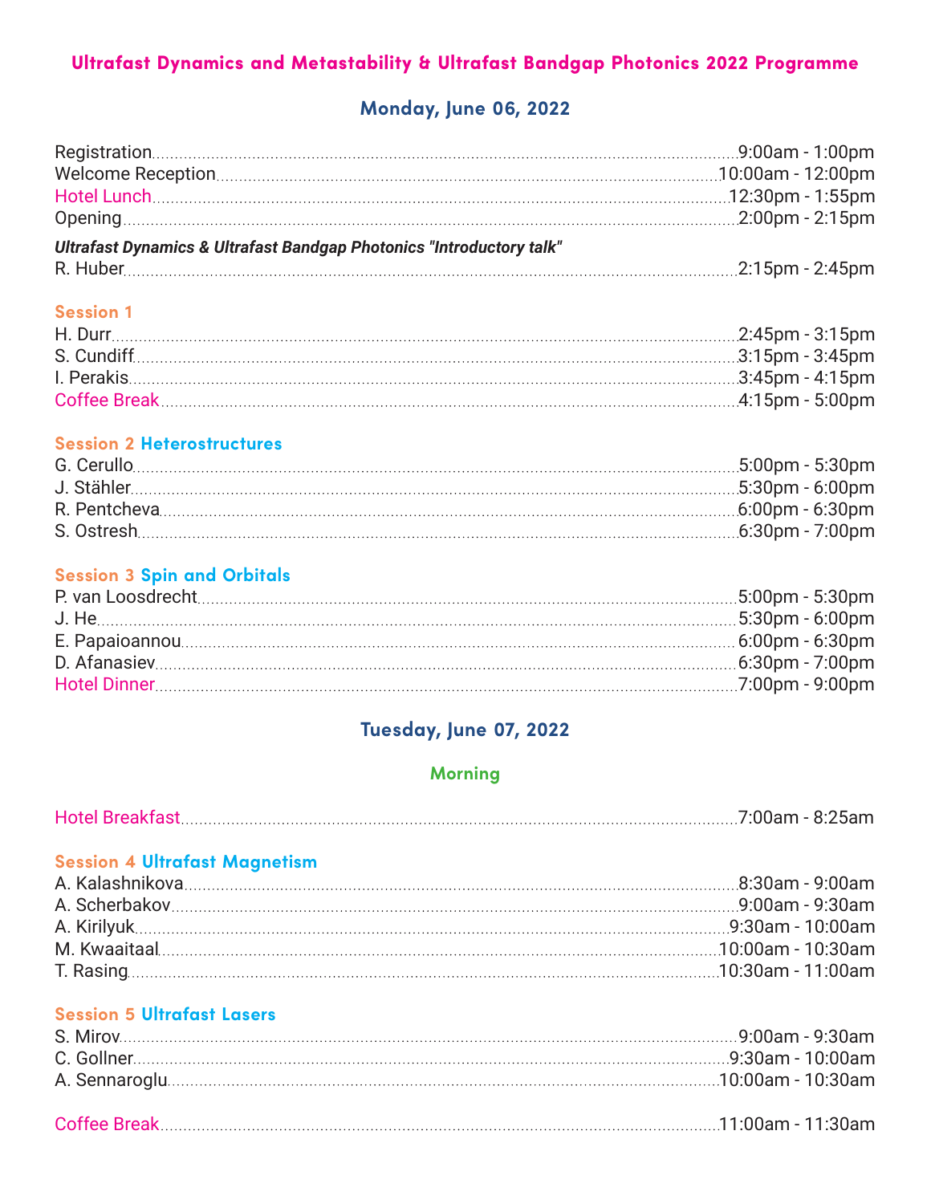# Ultrafast Dynamics and Metastability & Ultrafast Bandgap Photonics 2022 Programme

## Monday, June 06, 2022

Registration ........ 9:00am - 1:00pm
Welcome Reception ........ 10:00am - 12:00pm
Hotel Lunch ........ 12:30pm - 1:55pm
Opening ........ 2:00pm - 2:15pm

***Ultrafast Dynamics & Ultrafast Bandgap Photonics "Introductory talk"***
R. Huber ........ 2:15pm - 2:45pm

### Session 1

H. Durr ........ 2:45pm - 3:15pm
S. Cundiff ........ 3:15pm - 3:45pm
I. Perakis ........ 3:45pm - 4:15pm
Coffee Break ........ 4:15pm - 5:00pm

### Session 2 Heterostructures

G. Cerullo ........ 5:00pm - 5:30pm
J. Stähler ........ 5:30pm - 6:00pm
R. Pentcheva ........ 6:00pm - 6:30pm
S. Ostresh ........ 6:30pm - 7:00pm

### Session 3 Spin and Orbitals

P. van Loosdrecht ........ 5:00pm - 5:30pm
J. He ........ 5:30pm - 6:00pm
E. Papaioannou ........ 6:00pm - 6:30pm
D. Afanasiev ........ 6:30pm - 7:00pm
Hotel Dinner ........ 7:00pm - 9:00pm

## Tuesday, June 07, 2022

### Morning

Hotel Breakfast ........ 7:00am - 8:25am

### Session 4 Ultrafast Magnetism

A. Kalashnikova ........ 8:30am - 9:00am
A. Scherbakov ........ 9:00am - 9:30am
A. Kirilyuk ........ 9:30am - 10:00am
M. Kwaaitaal ........ 10:00am - 10:30am
T. Rasing ........ 10:30am - 11:00am

### Session 5 Ultrafast Lasers

S. Mirov ........ 9:00am - 9:30am
C. Gollner ........ 9:30am - 10:00am
A. Sennaroglu ........ 10:00am - 10:30am

Coffee Break ........ 11:00am - 11:30am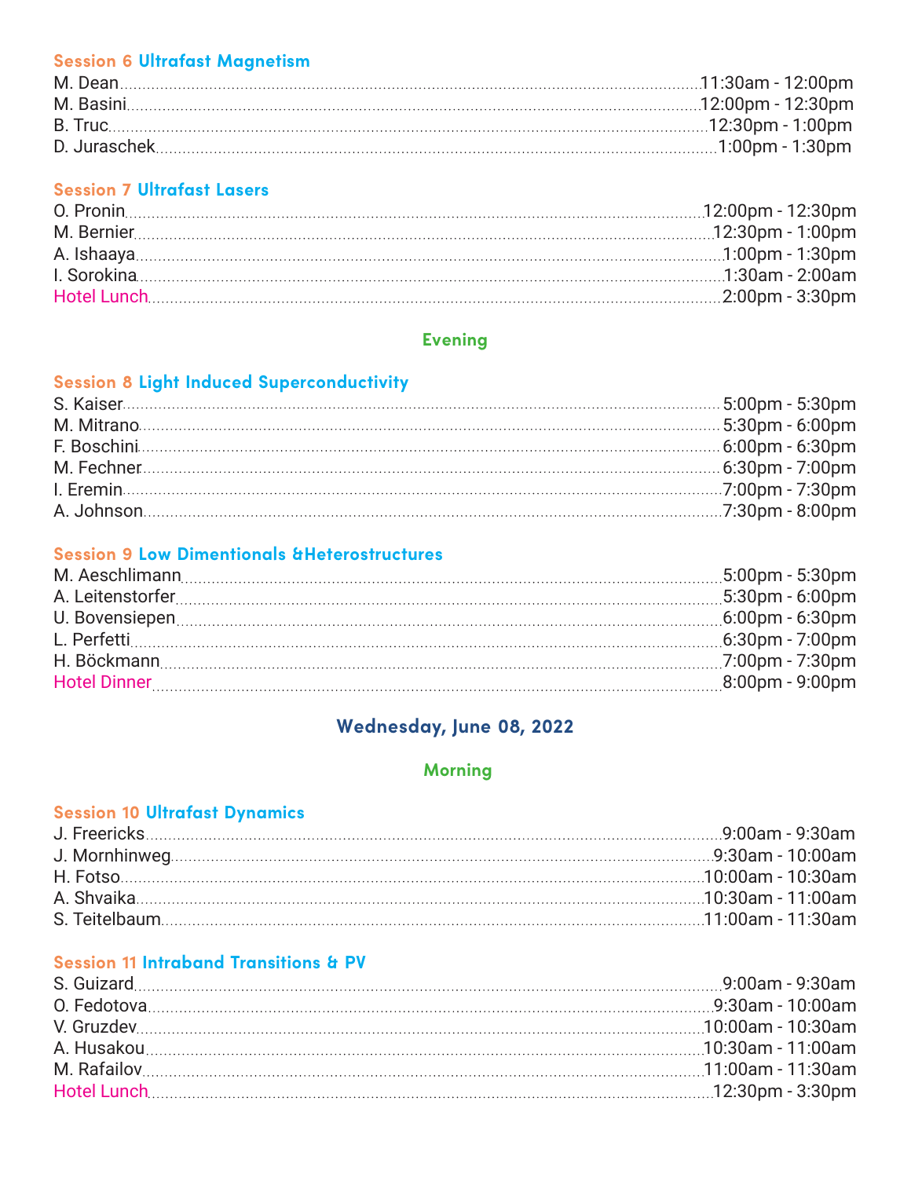### Session 6 Ultrafast Magnetism

M. Dean ........ 11:30am - 12:00pm
M. Basini ........ 12:00pm - 12:30pm
B. Truc ........ 12:30pm - 1:00pm
D. Juraschek ........ 1:00pm - 1:30pm

### Session 7 Ultrafast Lasers

O. Pronin ........ 12:00pm - 12:30pm
M. Bernier ........ 12:30pm - 1:00pm
A. Ishaaya ........ 1:00pm - 1:30pm
I. Sorokina ........ 1:30am - 2:00am
Hotel Lunch ........ 2:00pm - 3:30pm

## Evening

### Session 8 Light Induced Superconductivity

S. Kaiser ........ 5:00pm - 5:30pm
M. Mitrano ........ 5:30pm - 6:00pm
F. Boschini ........ 6:00pm - 6:30pm
M. Fechner ........ 6:30pm - 7:00pm
I. Eremin ........ 7:00pm - 7:30pm
A. Johnson ........ 7:30pm - 8:00pm

### Session 9 Low Dimentionals &Heterostructures

M. Aeschlimann ........ 5:00pm - 5:30pm
A. Leitenstorfer ........ 5:30pm - 6:00pm
U. Bovensiepen ........ 6:00pm - 6:30pm
L. Perfetti ........ 6:30pm - 7:00pm
H. Böckmann ........ 7:00pm - 7:30pm
Hotel Dinner ........ 8:00pm - 9:00pm

# Wednesday, June 08, 2022

## Morning

### Session 10 Ultrafast Dynamics

J. Freericks ........ 9:00am - 9:30am
J. Mornhinweg ........ 9:30am - 10:00am
H. Fotso ........ 10:00am - 10:30am
A. Shvaika ........ 10:30am - 11:00am
S. Teitelbaum ........ 11:00am - 11:30am

### Session 11 Intraband Transitions & PV

S. Guizard ........ 9:00am - 9:30am
O. Fedotova ........ 9:30am - 10:00am
V. Gruzdev ........ 10:00am - 10:30am
A. Husakou ........ 10:30am - 11:00am
M. Rafailov ........ 11:00am - 11:30am
Hotel Lunch ........ 12:30pm - 3:30pm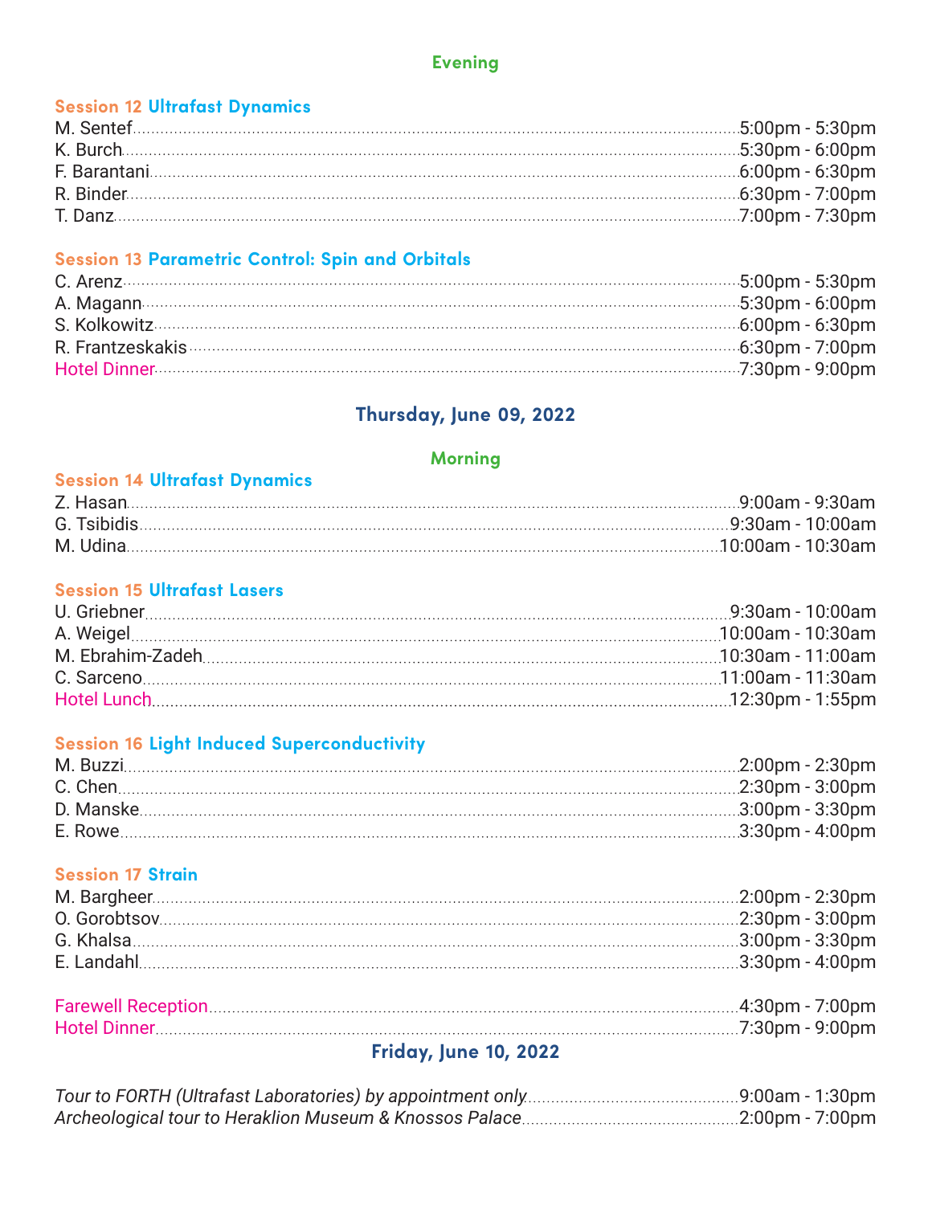### Evening

**Session 12 Ultrafast Dynamics**

M. Sentef .......... 5:00pm - 5:30pm
K. Burch .......... 5:30pm - 6:00pm
F. Barantani .......... 6:00pm - 6:30pm
R. Binder .......... 6:30pm - 7:00pm
T. Danz .......... 7:00pm - 7:30pm

**Session 13 Parametric Control: Spin and Orbitals**

C. Arenz .......... 5:00pm - 5:30pm
A. Magann .......... 5:30pm - 6:00pm
S. Kolkowitz .......... 6:00pm - 6:30pm
R. Frantzeskakis .......... 6:30pm - 7:00pm
Hotel Dinner .......... 7:30pm - 9:00pm

## Thursday, June 09, 2022

### Morning

**Session 14 Ultrafast Dynamics**

Z. Hasan .......... 9:00am - 9:30am
G. Tsibidis .......... 9:30am - 10:00am
M. Udina .......... 10:00am - 10:30am

**Session 15 Ultrafast Lasers**

U. Griebner .......... 9:30am - 10:00am
A. Weigel .......... 10:00am - 10:30am
M. Ebrahim-Zadeh .......... 10:30am - 11:00am
C. Sarceno .......... 11:00am - 11:30am
Hotel Lunch .......... 12:30pm - 1:55pm

**Session 16 Light Induced Superconductivity**

M. Buzzi .......... 2:00pm - 2:30pm
C. Chen .......... 2:30pm - 3:00pm
D. Manske .......... 3:00pm - 3:30pm
E. Rowe .......... 3:30pm - 4:00pm

**Session 17 Strain**

M. Bargheer .......... 2:00pm - 2:30pm
O. Gorobtsov .......... 2:30pm - 3:00pm
G. Khalsa .......... 3:00pm - 3:30pm
E. Landahl .......... 3:30pm - 4:00pm

Farewell Reception .......... 4:30pm - 7:00pm
Hotel Dinner .......... 7:30pm - 9:00pm

## Friday, June 10, 2022

*Tour to FORTH (Ultrafast Laboratories) by appointment only* .......... 9:00am - 1:30pm
*Archeological tour to Heraklion Museum & Knossos Palace* .......... 2:00pm - 7:00pm